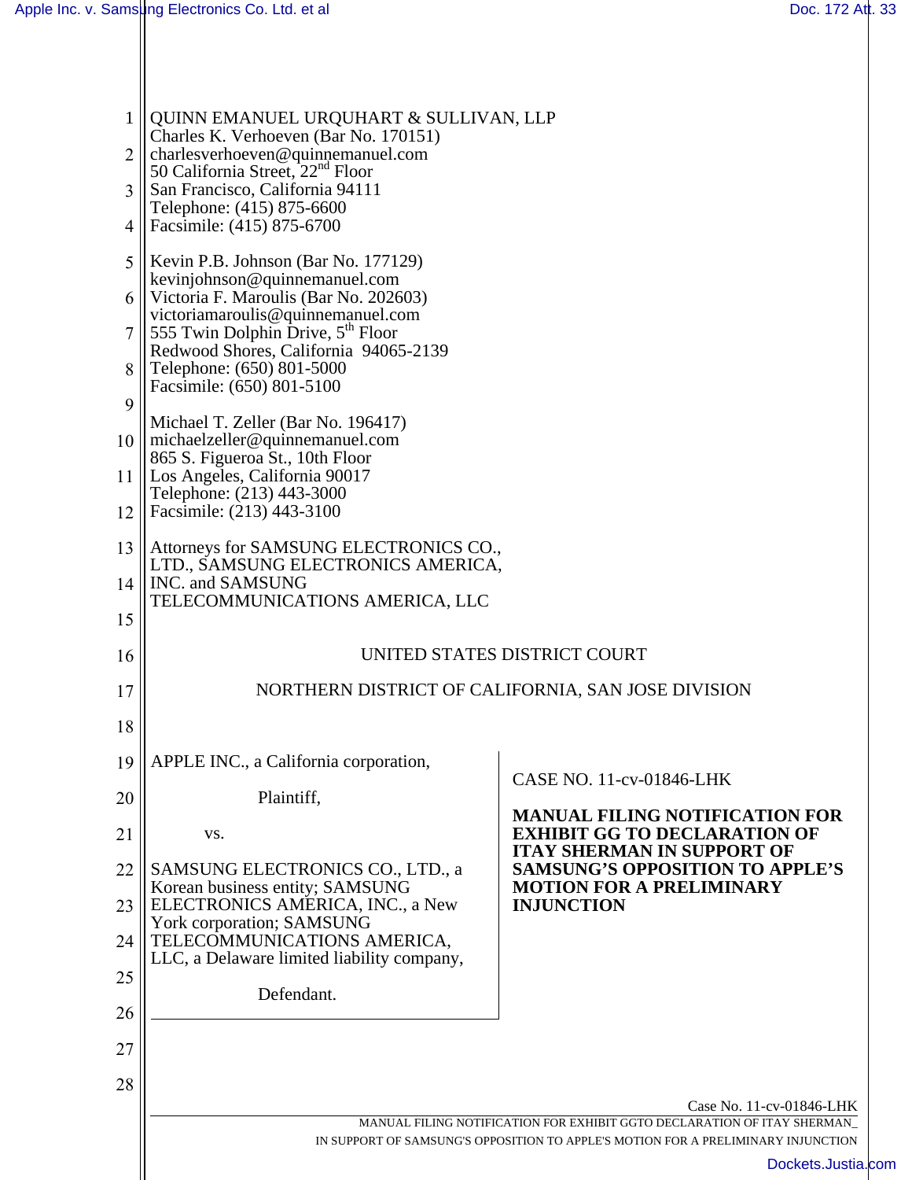QUINN EMANUEL URQUHART & SULLIVAN, LLP
Charles K. Verhoeven (Bar No. 170151)
charlesverhoeven@quinnemanuel.com
50 California Street, 22nd Floor
San Francisco, California 94111
Telephone: (415) 875-6600
Facsimile: (415) 875-6700

Kevin P.B. Johnson (Bar No. 177129)
kevinjohnson@quinnemanuel.com
Victoria F. Maroulis (Bar No. 202603)
victoriamaroulis@quinnemanuel.com
555 Twin Dolphin Drive, 5th Floor
Redwood Shores, California 94065-2139
Telephone: (650) 801-5000
Facsimile: (650) 801-5100

Michael T. Zeller (Bar No. 196417)
michaelzeller@quinnemanuel.com
865 S. Figueroa St., 10th Floor
Los Angeles, California 90017
Telephone: (213) 443-3000
Facsimile: (213) 443-3100

Attorneys for SAMSUNG ELECTRONICS CO., LTD., SAMSUNG ELECTRONICS AMERICA, INC. and SAMSUNG TELECOMMUNICATIONS AMERICA, LLC

UNITED STATES DISTRICT COURT

NORTHERN DISTRICT OF CALIFORNIA, SAN JOSE DIVISION

APPLE INC., a California corporation,

Plaintiff,

vs.

SAMSUNG ELECTRONICS CO., LTD., a Korean business entity; SAMSUNG ELECTRONICS AMERICA, INC., a New York corporation; SAMSUNG TELECOMMUNICATIONS AMERICA, LLC, a Delaware limited liability company,

Defendant.

CASE NO. 11-cv-01846-LHK

**MANUAL FILING NOTIFICATION FOR EXHIBIT GG TO DECLARATION OF ITAY SHERMAN IN SUPPORT OF SAMSUNG'S OPPOSITION TO APPLE'S MOTION FOR A PRELIMINARY INJUNCTION**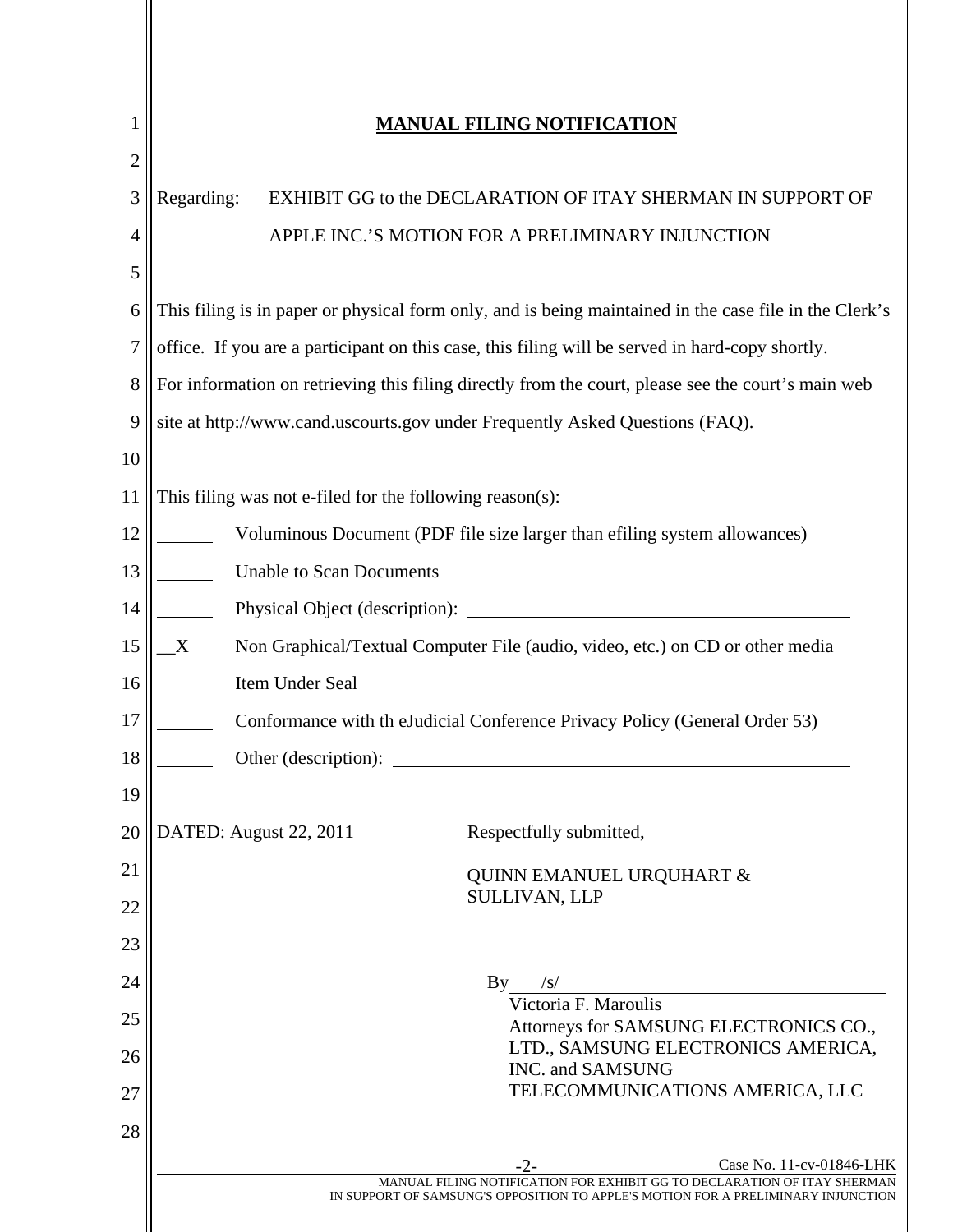**MANUAL FILING NOTIFICATION**

Regarding: EXHIBIT GG to the DECLARATION OF ITAY SHERMAN IN SUPPORT OF APPLE INC.'S MOTION FOR A PRELIMINARY INJUNCTION

This filing is in paper or physical form only, and is being maintained in the case file in the Clerk's office. If you are a participant on this case, this filing will be served in hard-copy shortly. For information on retrieving this filing directly from the court, please see the court's main web site at http://www.cand.uscourts.gov under Frequently Asked Questions (FAQ).

This filing was not e-filed for the following reason(s):

______ Voluminous Document (PDF file size larger than efiling system allowances)

______ Unable to Scan Documents

______ Physical Object (description): ______________________________

__X__ Non Graphical/Textual Computer File (audio, video, etc.) on CD or other media

______ Item Under Seal

______ Conformance with th eJudicial Conference Privacy Policy (General Order 53)

______ Other (description): ______________________________

DATED: August 22, 2011

Respectfully submitted,

QUINN EMANUEL URQUHART & SULLIVAN, LLP

By /s/
Victoria F. Maroulis
Attorneys for SAMSUNG ELECTRONICS CO., LTD., SAMSUNG ELECTRONICS AMERICA, INC. and SAMSUNG TELECOMMUNICATIONS AMERICA, LLC